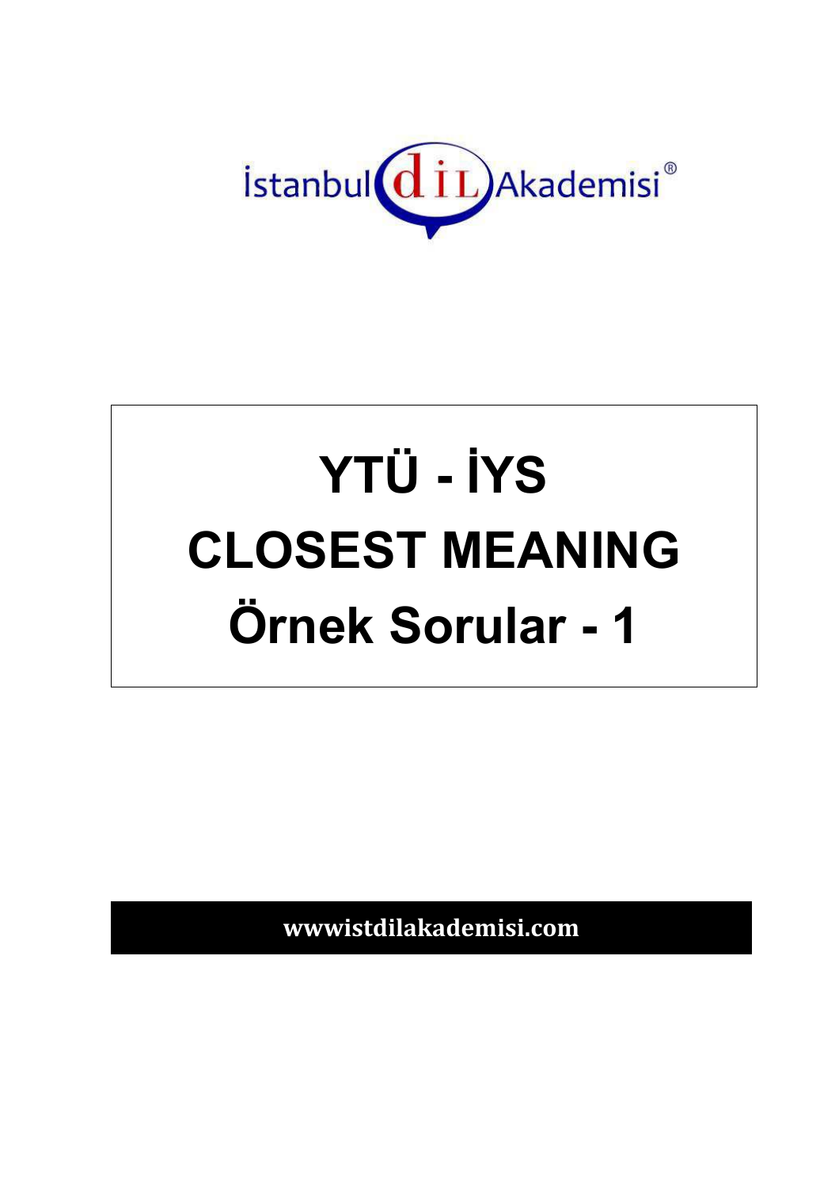İstanbul dil Akademisi®

# YTÜ - İYS
# CLOSEST MEANING
# Örnek Sorular - 1

**wwwistdilakademisi.com**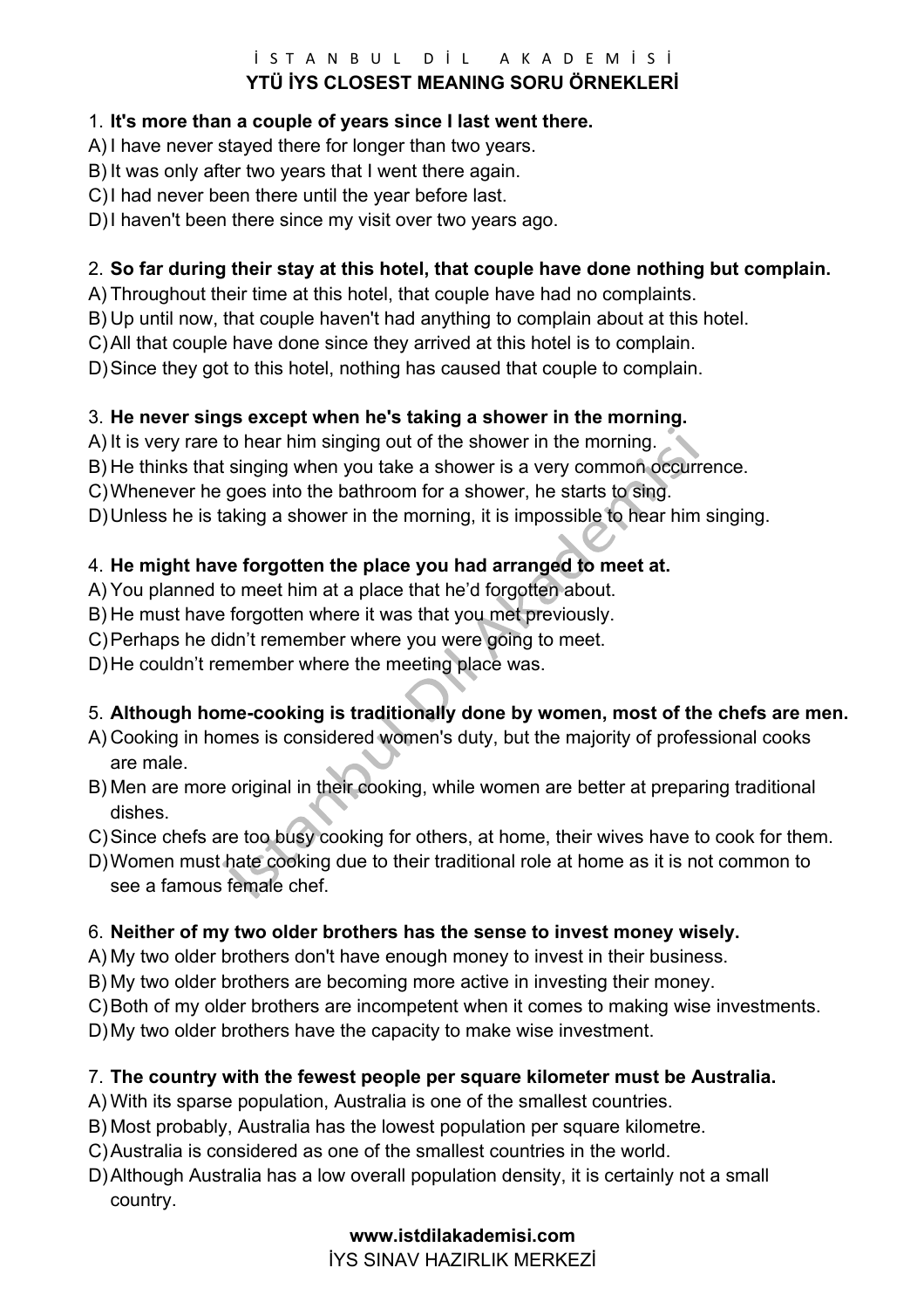1. **It's more than a couple of years since I last went there.**
A) I have never stayed there for longer than two years.
B) It was only after two years that I went there again.
C) I had never been there until the year before last.
D) I haven't been there since my visit over two years ago.

2. **So far during their stay at this hotel, that couple have done nothing but complain.**
A) Throughout their time at this hotel, that couple have had no complaints.
B) Up until now, that couple haven't had anything to complain about at this hotel.
C) All that couple have done since they arrived at this hotel is to complain.
D) Since they got to this hotel, nothing has caused that couple to complain.

3. **He never sings except when he's taking a shower in the morning.**
A) It is very rare to hear him singing out of the shower in the morning.
B) He thinks that singing when you take a shower is a very common occurrence.
C) Whenever he goes into the bathroom for a shower, he starts to sing.
D) Unless he is taking a shower in the morning, it is impossible to hear him singing.

4. **He might have forgotten the place you had arranged to meet at.**
A) You planned to meet him at a place that he'd forgotten about.
B) He must have forgotten where it was that you met previously.
C) Perhaps he didn't remember where you were going to meet.
D) He couldn't remember where the meeting place was.

5. **Although home-cooking is traditionally done by women, most of the chefs are men.**
A) Cooking in homes is considered women's duty, but the majority of professional cooks are male.
B) Men are more original in their cooking, while women are better at preparing traditional dishes.
C) Since chefs are too busy cooking for others, at home, their wives have to cook for them.
D) Women must hate cooking due to their traditional role at home as it is not common to see a famous female chef.

6. **Neither of my two older brothers has the sense to invest money wisely.**
A) My two older brothers don't have enough money to invest in their business.
B) My two older brothers are becoming more active in investing their money.
C) Both of my older brothers are incompetent when it comes to making wise investments.
D) My two older brothers have the capacity to make wise investment.

7. **The country with the fewest people per square kilometer must be Australia.**
A) With its sparse population, Australia is one of the smallest countries.
B) Most probably, Australia has the lowest population per square kilometre.
C) Australia is considered as one of the smallest countries in the world.
D) Although Australia has a low overall population density, it is certainly not a small country.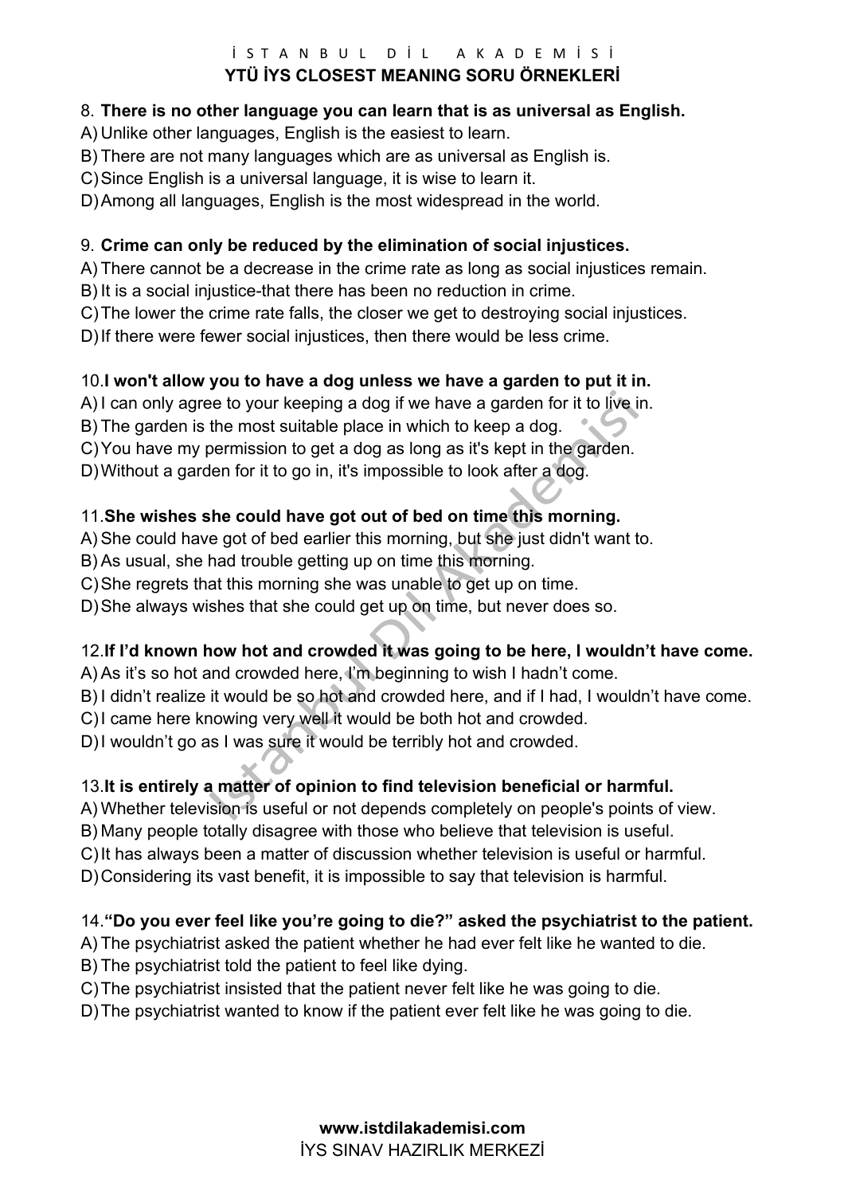8. **There is no other language you can learn that is as universal as English.**
A) Unlike other languages, English is the easiest to learn.
B) There are not many languages which are as universal as English is.
C) Since English is a universal language, it is wise to learn it.
D) Among all languages, English is the most widespread in the world.

9. **Crime can only be reduced by the elimination of social injustices.**
A) There cannot be a decrease in the crime rate as long as social injustices remain.
B) It is a social injustice-that there has been no reduction in crime.
C) The lower the crime rate falls, the closer we get to destroying social injustices.
D) If there were fewer social injustices, then there would be less crime.

10. **I won't allow you to have a dog unless we have a garden to put it in.**
A) I can only agree to your keeping a dog if we have a garden for it to live in.
B) The garden is the most suitable place in which to keep a dog.
C) You have my permission to get a dog as long as it's kept in the garden.
D) Without a garden for it to go in, it's impossible to look after a dog.

11. **She wishes she could have got out of bed on time this morning.**
A) She could have got of bed earlier this morning, but she just didn't want to.
B) As usual, she had trouble getting up on time this morning.
C) She regrets that this morning she was unable to get up on time.
D) She always wishes that she could get up on time, but never does so.

12. **If I'd known how hot and crowded it was going to be here, I wouldn't have come.**
A) As it's so hot and crowded here, I'm beginning to wish I hadn't come.
B) I didn't realize it would be so hot and crowded here, and if I had, I wouldn't have come.
C) I came here knowing very well it would be both hot and crowded.
D) I wouldn't go as I was sure it would be terribly hot and crowded.

13. **It is entirely a matter of opinion to find television beneficial or harmful.**
A) Whether television is useful or not depends completely on people's points of view.
B) Many people totally disagree with those who believe that television is useful.
C) It has always been a matter of discussion whether television is useful or harmful.
D) Considering its vast benefit, it is impossible to say that television is harmful.

14. **"Do you ever feel like you're going to die?" asked the psychiatrist to the patient.**
A) The psychiatrist asked the patient whether he had ever felt like he wanted to die.
B) The psychiatrist told the patient to feel like dying.
C) The psychiatrist insisted that the patient never felt like he was going to die.
D) The psychiatrist wanted to know if the patient ever felt like he was going to die.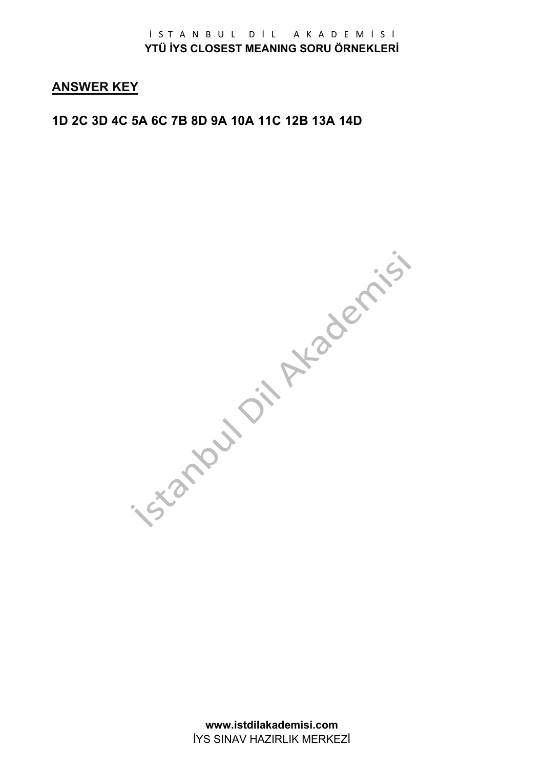## ANSWER KEY

**1D 2C 3D 4C 5A 6C 7B 8D 9A 10A 11C 12B 13A 14D**